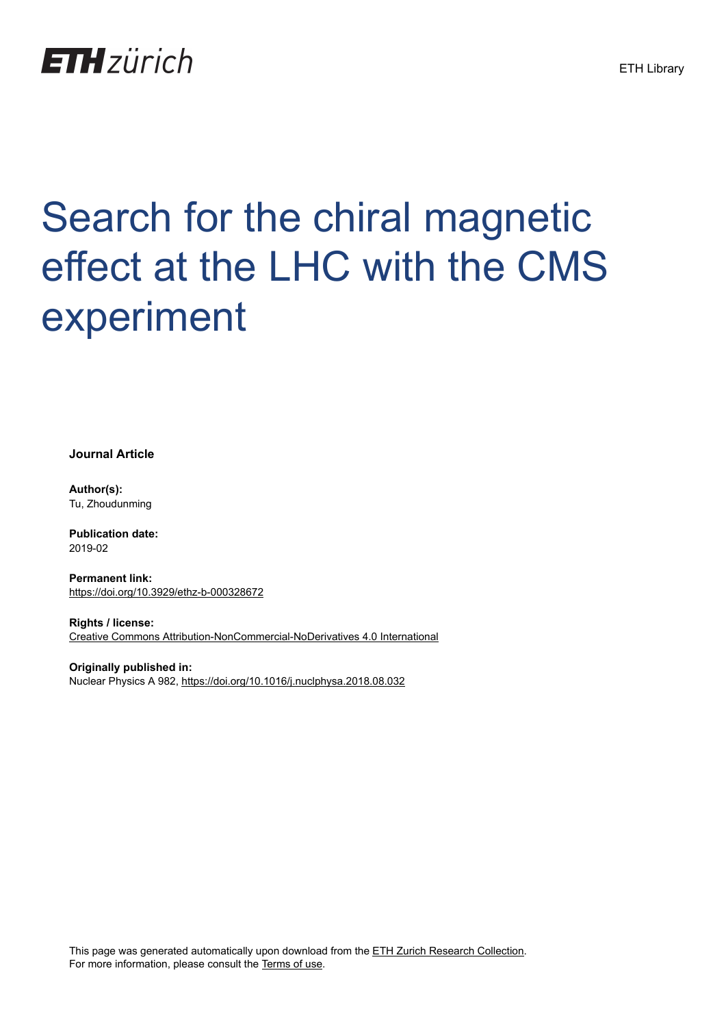ETH zürich

ETH Library

# Search for the chiral magnetic effect at the LHC with the CMS experiment

**Journal Article**

**Author(s):**
Tu, Zhoudunming

**Publication date:**
2019-02

**Permanent link:**
https://doi.org/10.3929/ethz-b-000328672

**Rights / license:**
Creative Commons Attribution-NonCommercial-NoDerivatives 4.0 International

**Originally published in:**
Nuclear Physics A 982, https://doi.org/10.1016/j.nuclphysa.2018.08.032

This page was generated automatically upon download from the ETH Zurich Research Collection.
For more information, please consult the Terms of use.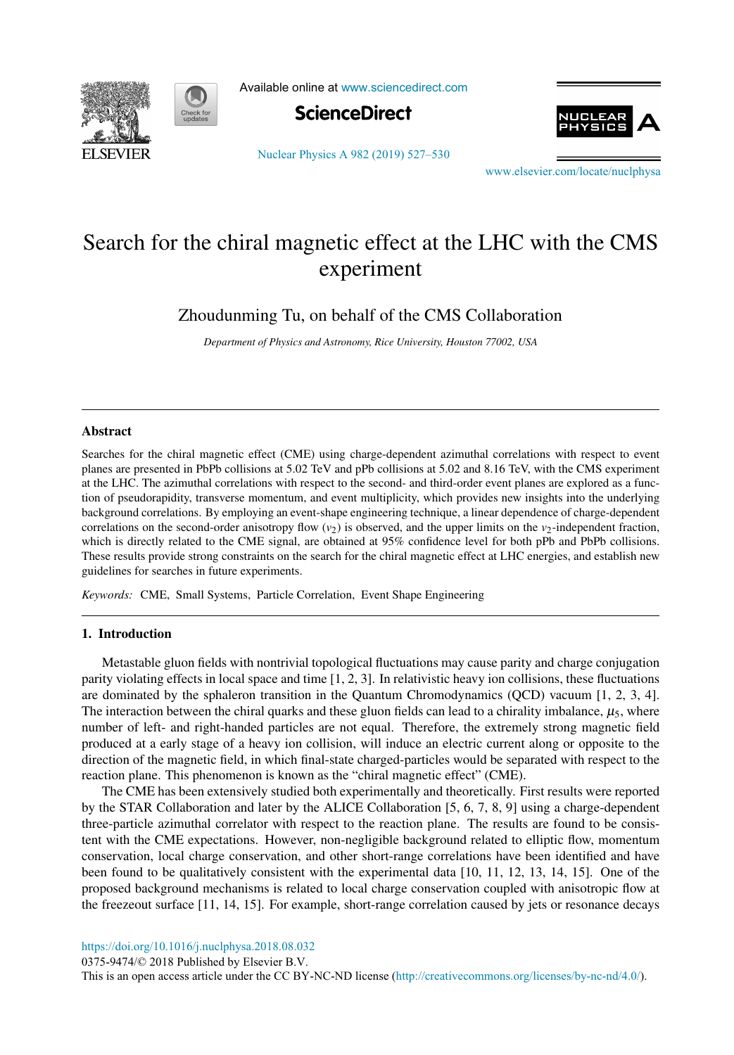# Search for the chiral magnetic effect at the LHC with the CMS experiment

Zhoudunming Tu, on behalf of the CMS Collaboration

*Department of Physics and Astronomy, Rice University, Houston 77002, USA*

---

## Abstract

Searches for the chiral magnetic effect (CME) using charge-dependent azimuthal correlations with respect to event planes are presented in PbPb collisions at 5.02 TeV and pPb collisions at 5.02 and 8.16 TeV, with the CMS experiment at the LHC. The azimuthal correlations with respect to the second- and third-order event planes are explored as a function of pseudorapidity, transverse momentum, and event multiplicity, which provides new insights into the underlying background correlations. By employing an event-shape engineering technique, a linear dependence of charge-dependent correlations on the second-order anisotropy flow ($v_2$) is observed, and the upper limits on the $v_2$-independent fraction, which is directly related to the CME signal, are obtained at 95% confidence level for both pPb and PbPb collisions. These results provide strong constraints on the search for the chiral magnetic effect at LHC energies, and establish new guidelines for searches in future experiments.

*Keywords:* CME, Small Systems, Particle Correlation, Event Shape Engineering

---

## 1. Introduction

Metastable gluon fields with nontrivial topological fluctuations may cause parity and charge conjugation parity violating effects in local space and time [1, 2, 3]. In relativistic heavy ion collisions, these fluctuations are dominated by the sphaleron transition in the Quantum Chromodynamics (QCD) vacuum [1, 2, 3, 4]. The interaction between the chiral quarks and these gluon fields can lead to a chirality imbalance, $\mu_5$, where number of left- and right-handed particles are not equal. Therefore, the extremely strong magnetic field produced at a early stage of a heavy ion collision, will induce an electric current along or opposite to the direction of the magnetic field, in which final-state charged-particles would be separated with respect to the reaction plane. This phenomenon is known as the "chiral magnetic effect" (CME).

The CME has been extensively studied both experimentally and theoretically. First results were reported by the STAR Collaboration and later by the ALICE Collaboration [5, 6, 7, 8, 9] using a charge-dependent three-particle azimuthal correlator with respect to the reaction plane. The results are found to be consistent with the CME expectations. However, non-negligible background related to elliptic flow, momentum conservation, local charge conservation, and other short-range correlations have been identified and have been found to be qualitatively consistent with the experimental data [10, 11, 12, 13, 14, 15]. One of the proposed background mechanisms is related to local charge conservation coupled with anisotropic flow at the freezeout surface [11, 14, 15]. For example, short-range correlation caused by jets or resonance decays

https://doi.org/10.1016/j.nuclphysa.2018.08.032
0375-9474/© 2018 Published by Elsevier B.V.
This is an open access article under the CC BY-NC-ND license (http://creativecommons.org/licenses/by-nc-nd/4.0/).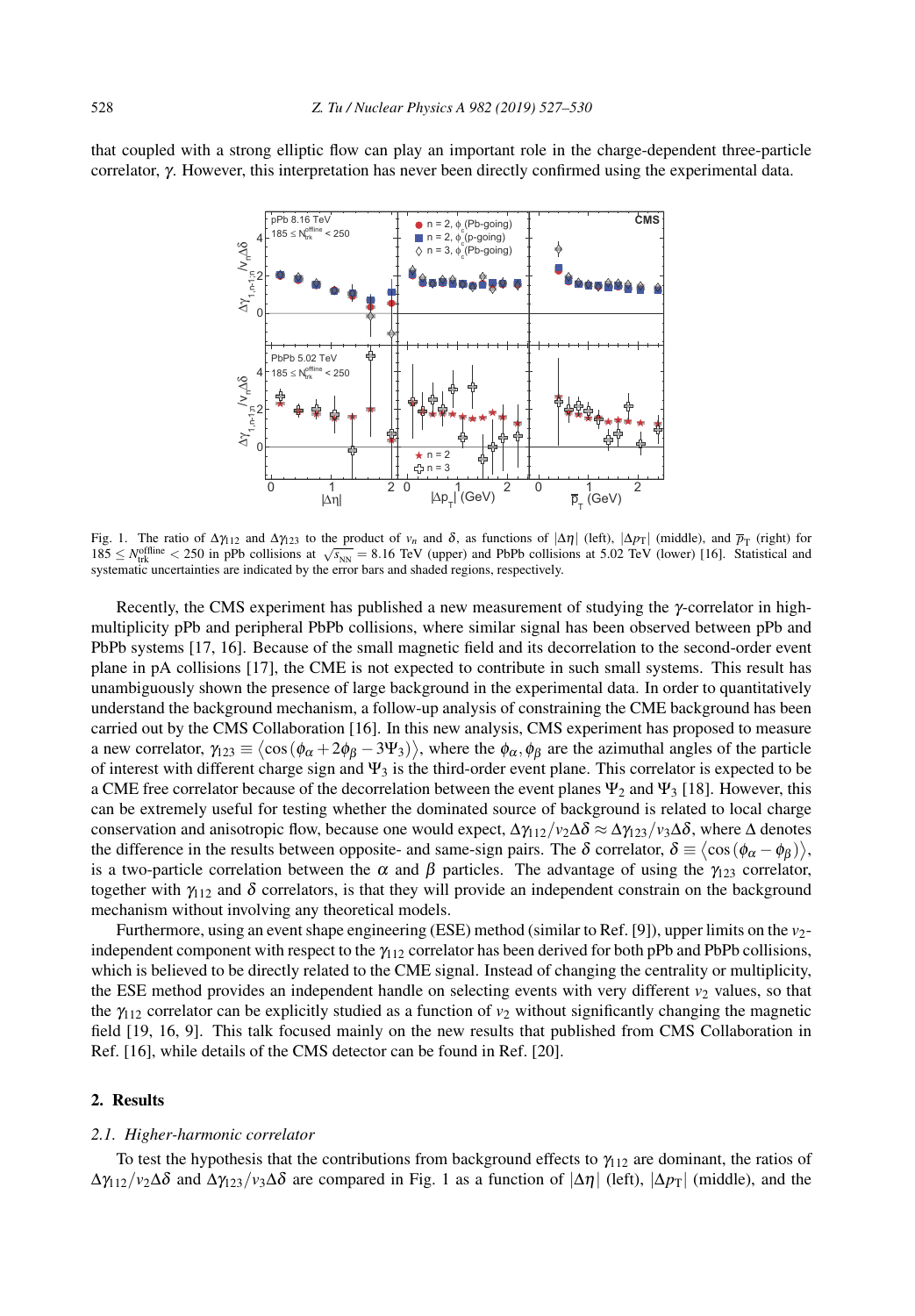that coupled with a strong elliptic flow can play an important role in the charge-dependent three-particle correlator, $\gamma$. However, this interpretation has never been directly confirmed using the experimental data.

Fig. 1. The ratio of $\Delta\gamma_{112}$ and $\Delta\gamma_{123}$ to the product of $v_n$ and $\delta$, as functions of $|\Delta\eta|$ (left), $|\Delta p_T|$ (middle), and $\overline{p}_T$ (right) for $185 \leq N_{trk}^{offline} < 250$ in pPb collisions at $\sqrt{s_{NN}} = 8.16$ TeV (upper) and PbPb collisions at 5.02 TeV (lower) [16]. Statistical and systematic uncertainties are indicated by the error bars and shaded regions, respectively.

Recently, the CMS experiment has published a new measurement of studying the $\gamma$-correlator in high-multiplicity pPb and peripheral PbPb collisions, where similar signal has been observed between pPb and PbPb systems [17, 16]. Because of the small magnetic field and its decorrelation to the second-order event plane in pA collisions [17], the CME is not expected to contribute in such small systems. This result has unambiguously shown the presence of large background in the experimental data. In order to quantitatively understand the background mechanism, a follow-up analysis of constraining the CME background has been carried out by the CMS Collaboration [16]. In this new analysis, CMS experiment has proposed to measure a new correlator, $\gamma_{123} \equiv \langle \cos(\phi_\alpha + 2\phi_\beta - 3\Psi_3) \rangle$, where the $\phi_\alpha, \phi_\beta$ are the azimuthal angles of the particle of interest with different charge sign and $\Psi_3$ is the third-order event plane. This correlator is expected to be a CME free correlator because of the decorrelation between the event planes $\Psi_2$ and $\Psi_3$ [18]. However, this can be extremely useful for testing whether the dominated source of background is related to local charge conservation and anisotropic flow, because one would expect, $\Delta\gamma_{112}/v_2\Delta\delta \approx \Delta\gamma_{123}/v_3\Delta\delta$, where $\Delta$ denotes the difference in the results between opposite- and same-sign pairs. The $\delta$ correlator, $\delta \equiv \langle \cos(\phi_\alpha - \phi_\beta) \rangle$, is a two-particle correlation between the $\alpha$ and $\beta$ particles. The advantage of using the $\gamma_{123}$ correlator, together with $\gamma_{112}$ and $\delta$ correlators, is that they will provide an independent constrain on the background mechanism without involving any theoretical models.

Furthermore, using an event shape engineering (ESE) method (similar to Ref. [9]), upper limits on the $v_2$-independent component with respect to the $\gamma_{112}$ correlator has been derived for both pPb and PbPb collisions, which is believed to be directly related to the CME signal. Instead of changing the centrality or multiplicity, the ESE method provides an independent handle on selecting events with very different $v_2$ values, so that the $\gamma_{112}$ correlator can be explicitly studied as a function of $v_2$ without significantly changing the magnetic field [19, 16, 9]. This talk focused mainly on the new results that published from CMS Collaboration in Ref. [16], while details of the CMS detector can be found in Ref. [20].

## 2. Results

### 2.1. Higher-harmonic correlator

To test the hypothesis that the contributions from background effects to $\gamma_{112}$ are dominant, the ratios of $\Delta\gamma_{112}/v_2\Delta\delta$ and $\Delta\gamma_{123}/v_3\Delta\delta$ are compared in Fig. 1 as a function of $|\Delta\eta|$ (left), $|\Delta p_T|$ (middle), and the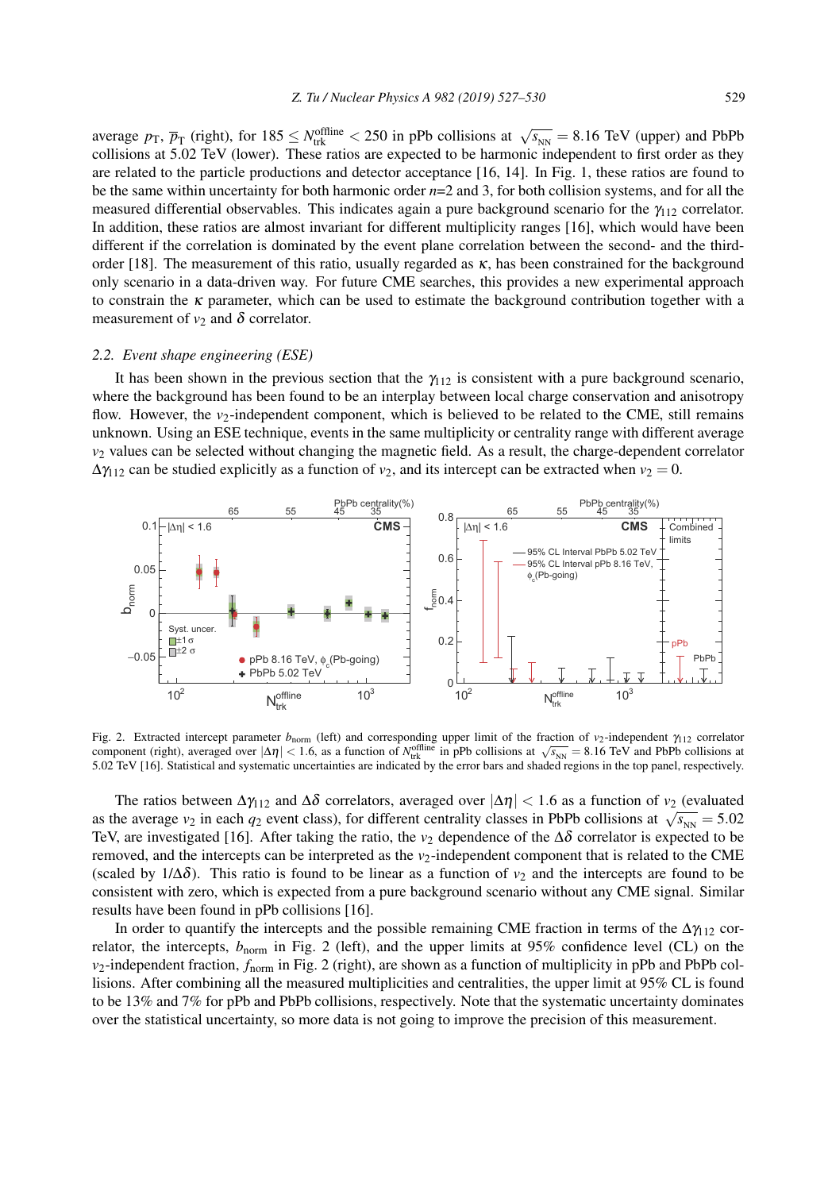average $p_T$, $\overline{p}_T$ (right), for $185 \leq N_{trk}^{offline} < 250$ in pPb collisions at $\sqrt{s_{NN}} = 8.16$ TeV (upper) and PbPb collisions at 5.02 TeV (lower). These ratios are expected to be harmonic independent to first order as they are related to the particle productions and detector acceptance [16, 14]. In Fig. 1, these ratios are found to be the same within uncertainty for both harmonic order $n$=2 and 3, for both collision systems, and for all the measured differential observables. This indicates again a pure background scenario for the $\gamma_{112}$ correlator. In addition, these ratios are almost invariant for different multiplicity ranges [16], which would have been different if the correlation is dominated by the event plane correlation between the second- and the third-order [18]. The measurement of this ratio, usually regarded as $\kappa$, has been constrained for the background only scenario in a data-driven way. For future CME searches, this provides a new experimental approach to constrain the $\kappa$ parameter, which can be used to estimate the background contribution together with a measurement of $v_2$ and $\delta$ correlator.

### *2.2. Event shape engineering (ESE)*

It has been shown in the previous section that the $\gamma_{112}$ is consistent with a pure background scenario, where the background has been found to be an interplay between local charge conservation and anisotropy flow. However, the $v_2$-independent component, which is believed to be related to the CME, still remains unknown. Using an ESE technique, events in the same multiplicity or centrality range with different average $v_2$ values can be selected without changing the magnetic field. As a result, the charge-dependent correlator $\Delta\gamma_{112}$ can be studied explicitly as a function of $v_2$, and its intercept can be extracted when $v_2 = 0$.

Fig. 2. Extracted intercept parameter $b_{norm}$ (left) and corresponding upper limit of the fraction of $v_2$-independent $\gamma_{112}$ correlator component (right), averaged over $|\Delta\eta| < 1.6$, as a function of $N_{trk}^{offline}$ in pPb collisions at $\sqrt{s_{NN}} = 8.16$ TeV and PbPb collisions at 5.02 TeV [16]. Statistical and systematic uncertainties are indicated by the error bars and shaded regions in the top panel, respectively.

The ratios between $\Delta\gamma_{112}$ and $\Delta\delta$ correlators, averaged over $|\Delta\eta| < 1.6$ as a function of $v_2$ (evaluated as the average $v_2$ in each $q_2$ event class), for different centrality classes in PbPb collisions at $\sqrt{s_{NN}} = 5.02$ TeV, are investigated [16]. After taking the ratio, the $v_2$ dependence of the $\Delta\delta$ correlator is expected to be removed, and the intercepts can be interpreted as the $v_2$-independent component that is related to the CME (scaled by $1/\Delta\delta$). This ratio is found to be linear as a function of $v_2$ and the intercepts are found to be consistent with zero, which is expected from a pure background scenario without any CME signal. Similar results have been found in pPb collisions [16].

In order to quantify the intercepts and the possible remaining CME fraction in terms of the $\Delta\gamma_{112}$ correlator, the intercepts, $b_{norm}$ in Fig. 2 (left), and the upper limits at 95% confidence level (CL) on the $v_2$-independent fraction, $f_{norm}$ in Fig. 2 (right), are shown as a function of multiplicity in pPb and PbPb collisions. After combining all the measured multiplicities and centralities, the upper limit at 95% CL is found to be 13% and 7% for pPb and PbPb collisions, respectively. Note that the systematic uncertainty dominates over the statistical uncertainty, so more data is not going to improve the precision of this measurement.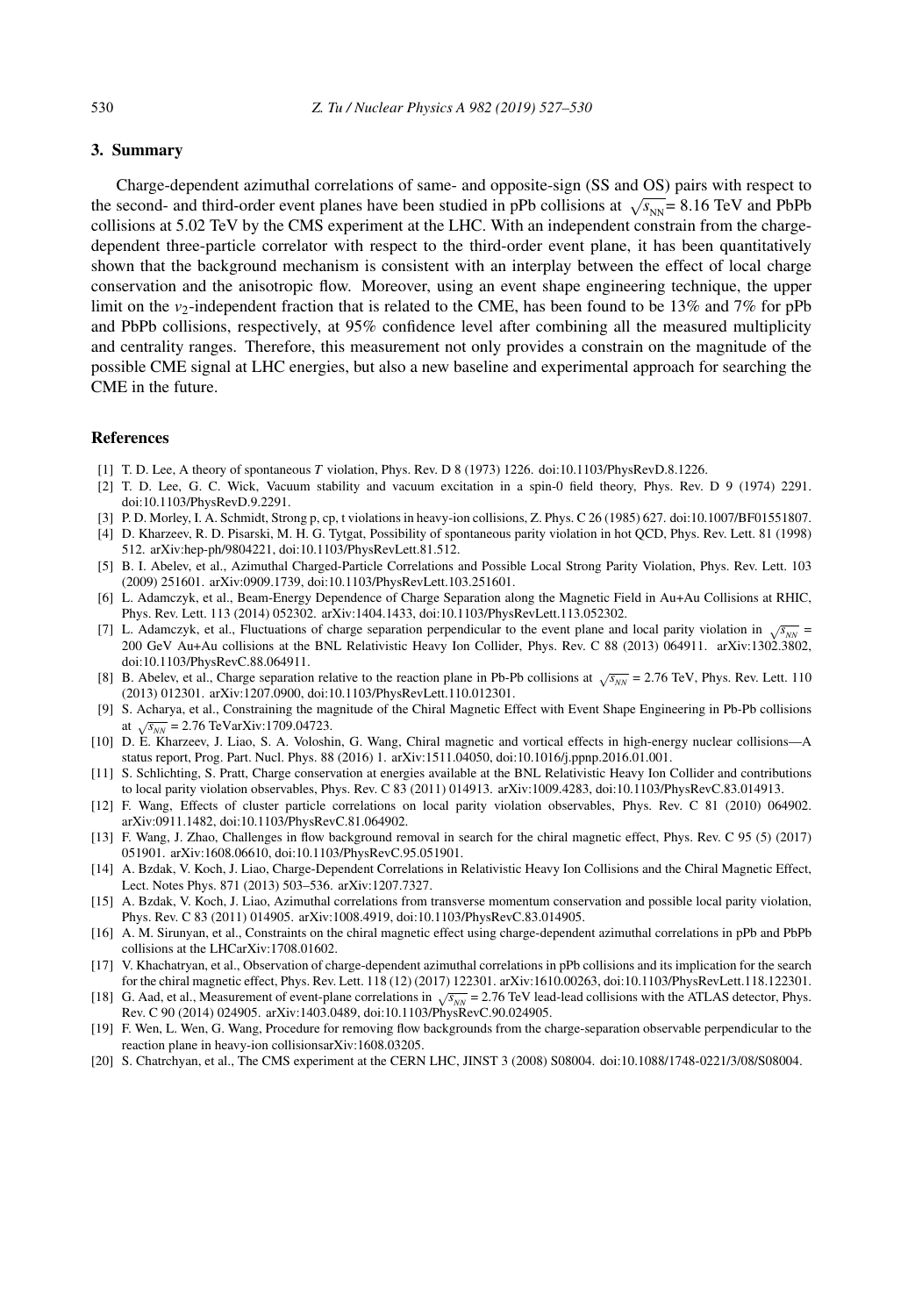### 3. Summary

Charge-dependent azimuthal correlations of same- and opposite-sign (SS and OS) pairs with respect to the second- and third-order event planes have been studied in pPb collisions at $\sqrt{s_{\rm NN}}$= 8.16 TeV and PbPb collisions at 5.02 TeV by the CMS experiment at the LHC. With an independent constrain from the charge-dependent three-particle correlator with respect to the third-order event plane, it has been quantitatively shown that the background mechanism is consistent with an interplay between the effect of local charge conservation and the anisotropic flow. Moreover, using an event shape engineering technique, the upper limit on the $v_2$-independent fraction that is related to the CME, has been found to be 13% and 7% for pPb and PbPb collisions, respectively, at 95% confidence level after combining all the measured multiplicity and centrality ranges. Therefore, this measurement not only provides a constrain on the magnitude of the possible CME signal at LHC energies, but also a new baseline and experimental approach for searching the CME in the future.

### References

[1] T. D. Lee, A theory of spontaneous *T* violation, Phys. Rev. D 8 (1973) 1226. doi:10.1103/PhysRevD.8.1226.

[2] T. D. Lee, G. C. Wick, Vacuum stability and vacuum excitation in a spin-0 field theory, Phys. Rev. D 9 (1974) 2291. doi:10.1103/PhysRevD.9.2291.

[3] P. D. Morley, I. A. Schmidt, Strong p, cp, t violations in heavy-ion collisions, Z. Phys. C 26 (1985) 627. doi:10.1007/BF01551807.

[4] D. Kharzeev, R. D. Pisarski, M. H. G. Tytgat, Possibility of spontaneous parity violation in hot QCD, Phys. Rev. Lett. 81 (1998) 512. arXiv:hep-ph/9804221, doi:10.1103/PhysRevLett.81.512.

[5] B. I. Abelev, et al., Azimuthal Charged-Particle Correlations and Possible Local Strong Parity Violation, Phys. Rev. Lett. 103 (2009) 251601. arXiv:0909.1739, doi:10.1103/PhysRevLett.103.251601.

[6] L. Adamczyk, et al., Beam-Energy Dependence of Charge Separation along the Magnetic Field in Au+Au Collisions at RHIC, Phys. Rev. Lett. 113 (2014) 052302. arXiv:1404.1433, doi:10.1103/PhysRevLett.113.052302.

[7] L. Adamczyk, et al., Fluctuations of charge separation perpendicular to the event plane and local parity violation in $\sqrt{s_{NN}}$ = 200 GeV Au+Au collisions at the BNL Relativistic Heavy Ion Collider, Phys. Rev. C 88 (2013) 064911. arXiv:1302.3802, doi:10.1103/PhysRevC.88.064911.

[8] B. Abelev, et al., Charge separation relative to the reaction plane in Pb-Pb collisions at $\sqrt{s_{NN}}$ = 2.76 TeV, Phys. Rev. Lett. 110 (2013) 012301. arXiv:1207.0900, doi:10.1103/PhysRevLett.110.012301.

[9] S. Acharya, et al., Constraining the magnitude of the Chiral Magnetic Effect with Event Shape Engineering in Pb-Pb collisions at $\sqrt{s_{NN}}$ = 2.76 TeVarXiv:1709.04723.

[10] D. E. Kharzeev, J. Liao, S. A. Voloshin, G. Wang, Chiral magnetic and vortical effects in high-energy nuclear collisions—A status report, Prog. Part. Nucl. Phys. 88 (2016) 1. arXiv:1511.04050, doi:10.1016/j.ppnp.2016.01.001.

[11] S. Schlichting, S. Pratt, Charge conservation at energies available at the BNL Relativistic Heavy Ion Collider and contributions to local parity violation observables, Phys. Rev. C 83 (2011) 014913. arXiv:1009.4283, doi:10.1103/PhysRevC.83.014913.

[12] F. Wang, Effects of cluster particle correlations on local parity violation observables, Phys. Rev. C 81 (2010) 064902. arXiv:0911.1482, doi:10.1103/PhysRevC.81.064902.

[13] F. Wang, J. Zhao, Challenges in flow background removal in search for the chiral magnetic effect, Phys. Rev. C 95 (5) (2017) 051901. arXiv:1608.06610, doi:10.1103/PhysRevC.95.051901.

[14] A. Bzdak, V. Koch, J. Liao, Charge-Dependent Correlations in Relativistic Heavy Ion Collisions and the Chiral Magnetic Effect, Lect. Notes Phys. 871 (2013) 503–536. arXiv:1207.7327.

[15] A. Bzdak, V. Koch, J. Liao, Azimuthal correlations from transverse momentum conservation and possible local parity violation, Phys. Rev. C 83 (2011) 014905. arXiv:1008.4919, doi:10.1103/PhysRevC.83.014905.

[16] A. M. Sirunyan, et al., Constraints on the chiral magnetic effect using charge-dependent azimuthal correlations in pPb and PbPb collisions at the LHCarXiv:1708.01602.

[17] V. Khachatryan, et al., Observation of charge-dependent azimuthal correlations in pPb collisions and its implication for the search for the chiral magnetic effect, Phys. Rev. Lett. 118 (12) (2017) 122301. arXiv:1610.00263, doi:10.1103/PhysRevLett.118.122301.

[18] G. Aad, et al., Measurement of event-plane correlations in $\sqrt{s_{NN}}$ = 2.76 TeV lead-lead collisions with the ATLAS detector, Phys. Rev. C 90 (2014) 024905. arXiv:1403.0489, doi:10.1103/PhysRevC.90.024905.

[19] F. Wen, L. Wen, G. Wang, Procedure for removing flow backgrounds from the charge-separation observable perpendicular to the reaction plane in heavy-ion collisionsarXiv:1608.03205.

[20] S. Chatrchyan, et al., The CMS experiment at the CERN LHC, JINST 3 (2008) S08004. doi:10.1088/1748-0221/3/08/S08004.